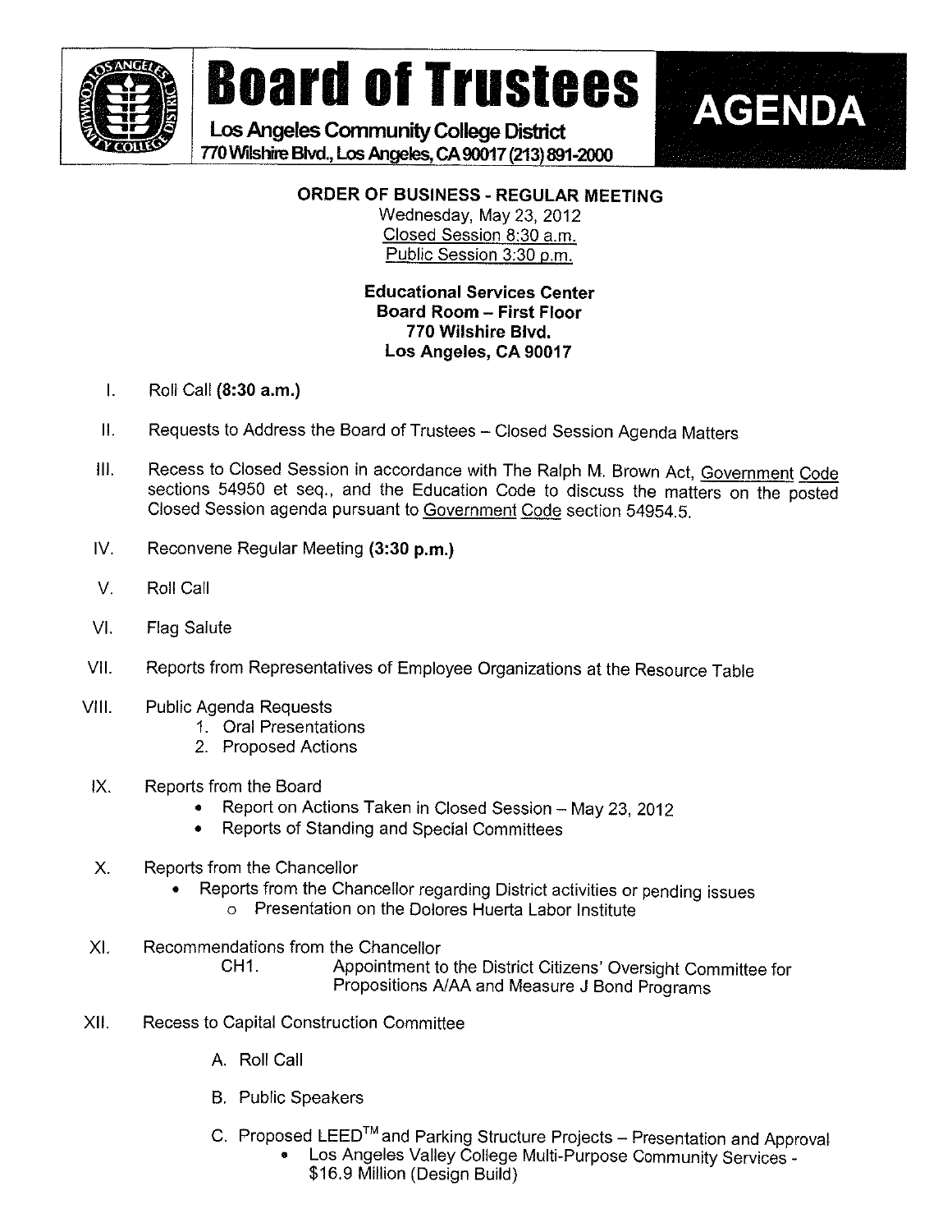# Board of Trustees

**Los Angeles Community College District**
**770 Wilshire Blvd., Los Angeles, CA 90017 (213) 891-2000**

# AGENDA

**ORDER OF BUSINESS - REGULAR MEETING**
Wednesday, May 23, 2012
Closed Session 8:30 a.m.
Public Session 3:30 p.m.

**Educational Services Center**
**Board Room – First Floor**
**770 Wilshire Blvd.**
**Los Angeles, CA 90017**

I. Roll Call **(8:30 a.m.)**

II. Requests to Address the Board of Trustees – Closed Session Agenda Matters

III. Recess to Closed Session in accordance with The Ralph M. Brown Act, Government Code sections 54950 et seq., and the Education Code to discuss the matters on the posted Closed Session agenda pursuant to Government Code section 54954.5.

IV. Reconvene Regular Meeting **(3:30 p.m.)**

V. Roll Call

VI. Flag Salute

VII. Reports from Representatives of Employee Organizations at the Resource Table

VIII. Public Agenda Requests
1. Oral Presentations
2. Proposed Actions

IX. Reports from the Board
- Report on Actions Taken in Closed Session – May 23, 2012
- Reports of Standing and Special Committees

X. Reports from the Chancellor
- Reports from the Chancellor regarding District activities or pending issues
  - Presentation on the Dolores Huerta Labor Institute

XI. Recommendations from the Chancellor
CH1. Appointment to the District Citizens' Oversight Committee for Propositions A/AA and Measure J Bond Programs

XII. Recess to Capital Construction Committee

A. Roll Call

B. Public Speakers

C. Proposed LEED™ and Parking Structure Projects – Presentation and Approval
- Los Angeles Valley College Multi-Purpose Community Services - $16.9 Million (Design Build)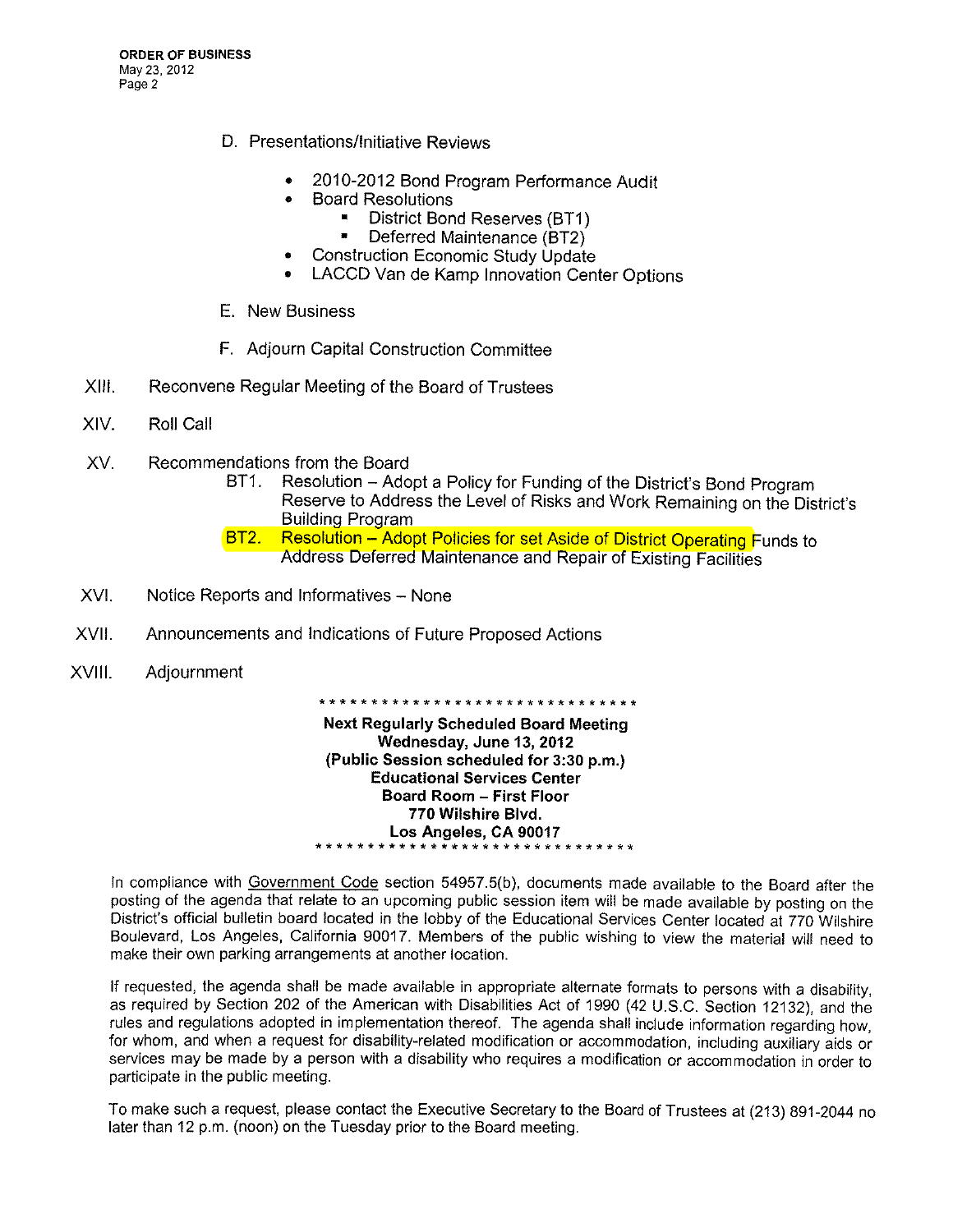D. Presentations/Initiative Reviews

- 2010-2012 Bond Program Performance Audit
- Board Resolutions
  - District Bond Reserves (BT1)
  - Deferred Maintenance (BT2)
- Construction Economic Study Update
- LACCD Van de Kamp Innovation Center Options

E. New Business

F. Adjourn Capital Construction Committee

XIII. Reconvene Regular Meeting of the Board of Trustees

XIV. Roll Call

XV. Recommendations from the Board

BT1. Resolution – Adopt a Policy for Funding of the District's Bond Program Reserve to Address the Level of Risks and Work Remaining on the District's Building Program

BT2. Resolution – Adopt Policies for set Aside of District Operating Funds to Address Deferred Maintenance and Repair of Existing Facilities

XVI. Notice Reports and Informatives – None

XVII. Announcements and Indications of Future Proposed Actions

XVIII. Adjournment

*******************************

**Next Regularly Scheduled Board Meeting**
**Wednesday, June 13, 2012**
**(Public Session scheduled for 3:30 p.m.)**
**Educational Services Center**
**Board Room – First Floor**
**770 Wilshire Blvd.**
**Los Angeles, CA 90017**

*******************************

In compliance with Government Code section 54957.5(b), documents made available to the Board after the posting of the agenda that relate to an upcoming public session item will be made available by posting on the District's official bulletin board located in the lobby of the Educational Services Center located at 770 Wilshire Boulevard, Los Angeles, California 90017. Members of the public wishing to view the material will need to make their own parking arrangements at another location.

If requested, the agenda shall be made available in appropriate alternate formats to persons with a disability, as required by Section 202 of the American with Disabilities Act of 1990 (42 U.S.C. Section 12132), and the rules and regulations adopted in implementation thereof. The agenda shall include information regarding how, for whom, and when a request for disability-related modification or accommodation, including auxiliary aids or services may be made by a person with a disability who requires a modification or accommodation in order to participate in the public meeting.

To make such a request, please contact the Executive Secretary to the Board of Trustees at (213) 891-2044 no later than 12 p.m. (noon) on the Tuesday prior to the Board meeting.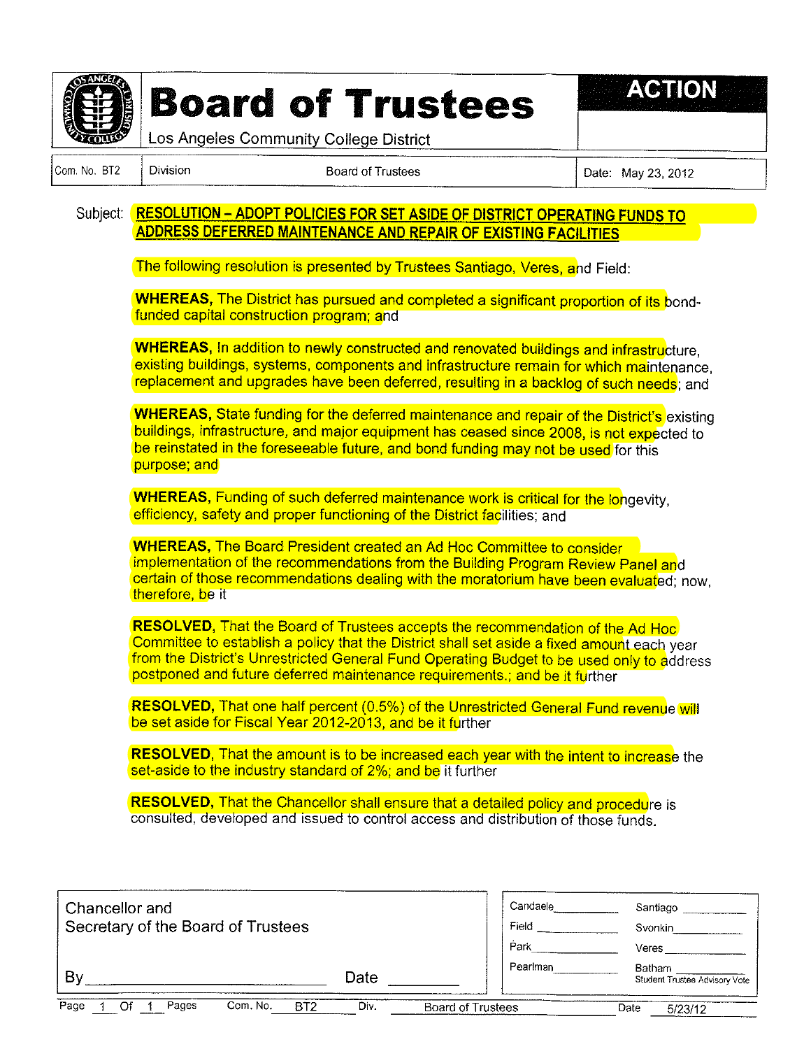# Board of Trustees

Los Angeles Community College District

**ACTION**

| Com. No. BT2 | Division | Board of Trustees | Date: May 23, 2012 |
|---|---|---|---|

Subject: **RESOLUTION – ADOPT POLICIES FOR SET ASIDE OF DISTRICT OPERATING FUNDS TO ADDRESS DEFERRED MAINTENANCE AND REPAIR OF EXISTING FACILITIES**

The following resolution is presented by Trustees Santiago, Veres, and Field:

**WHEREAS,** The District has pursued and completed a significant proportion of its bond-funded capital construction program; and

**WHEREAS,** In addition to newly constructed and renovated buildings and infrastructure, existing buildings, systems, components and infrastructure remain for which maintenance, replacement and upgrades have been deferred, resulting in a backlog of such needs; and

**WHEREAS,** State funding for the deferred maintenance and repair of the District's existing buildings, infrastructure, and major equipment has ceased since 2008, is not expected to be reinstated in the foreseeable future, and bond funding may not be used for this purpose; and

**WHEREAS,** Funding of such deferred maintenance work is critical for the longevity, efficiency, safety and proper functioning of the District facilities; and

**WHEREAS,** The Board President created an Ad Hoc Committee to consider implementation of the recommendations from the Building Program Review Panel and certain of those recommendations dealing with the moratorium have been evaluated; now, therefore, be it

**RESOLVED,** That the Board of Trustees accepts the recommendation of the Ad Hoc Committee to establish a policy that the District shall set aside a fixed amount each year from the District's Unrestricted General Fund Operating Budget to be used only to address postponed and future deferred maintenance requirements.; and be it further

**RESOLVED,** That one half percent (0.5%) of the Unrestricted General Fund revenue will be set aside for Fiscal Year 2012-2013, and be it further

**RESOLVED,** That the amount is to be increased each year with the intent to increase the set-aside to the industry standard of 2%; and be it further

**RESOLVED,** That the Chancellor shall ensure that a detailed policy and procedure is consulted, developed and issued to control access and distribution of those funds.

Chancellor and
Secretary of the Board of Trustees

By \_\_\_\_\_\_\_\_\_\_\_\_\_\_\_\_\_\_\_\_\_\_ Date \_\_\_\_\_\_\_\_

| | |
|---|---|
| Candaele \_\_\_\_\_\_ | Santiago \_\_\_\_\_\_ |
| Field \_\_\_\_\_\_ | Svonkin \_\_\_\_\_\_ |
| Park \_\_\_\_\_\_ | Veres \_\_\_\_\_\_ |
| Pearlman \_\_\_\_\_\_ | Batham \_\_\_\_\_\_ Student Trustee Advisory Vote |

Page 1 Of 1 Pages Com. No. BT2 Div. Board of Trustees Date 5/23/12